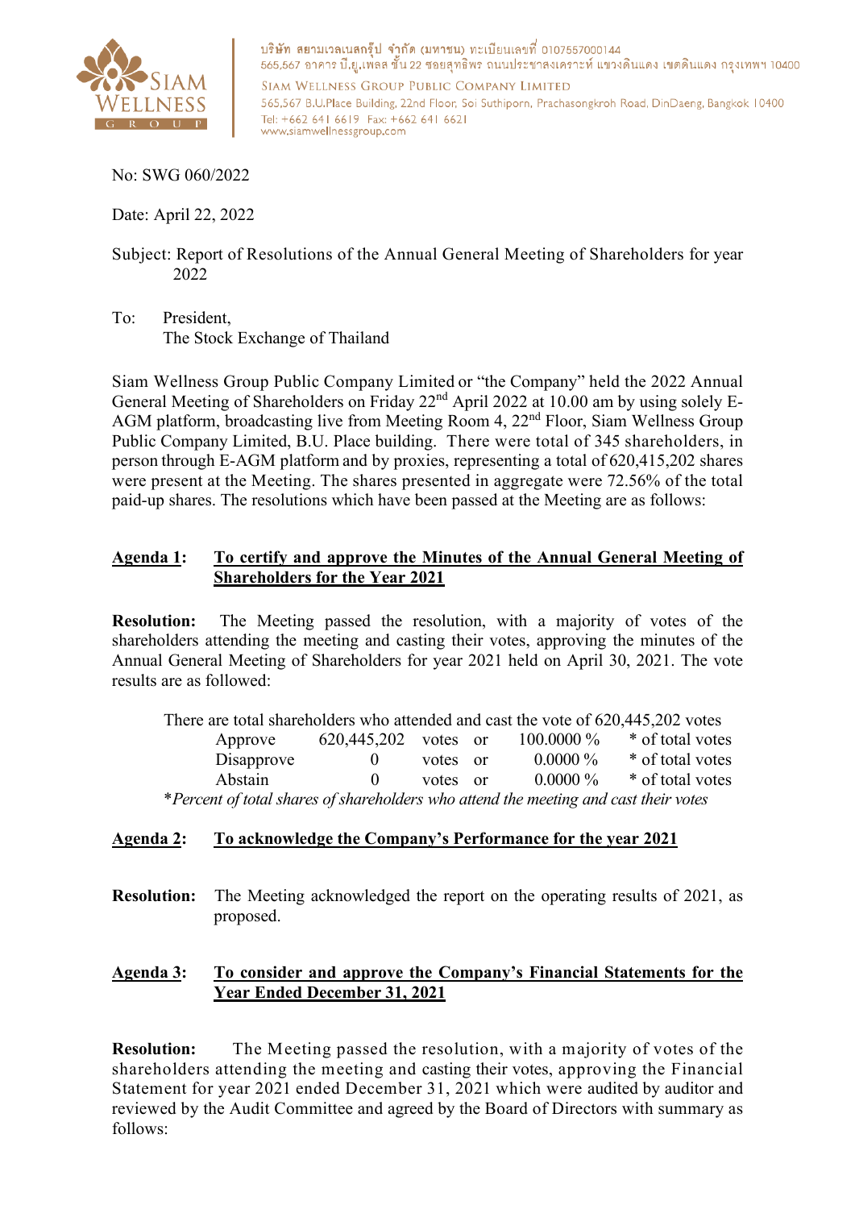บริษัท สยามเวลเนสกรุ๊ป จำกัด (มหาชน) ทะเบียนเลขที่ 0107557000144
565,567 อาคาร บี.ยู.เพลส ชั้น 22 ซอยสุทธิพร ถนนประชาสงเคราะห์ แขวงดินแดง เขตดินแดง กรุงเทพฯ 10400

SIAM WELLNESS GROUP PUBLIC COMPANY LIMITED
565,567 B.U.Place Building, 22nd Floor, Soi Suthiporn, Prachasongkroh Road, DinDaeng, Bangkok 10400
Tel: +662 641 6619 Fax: +662 641 6621
www.siamwellnessgroup.com

No: SWG 060/2022

Date: April 22, 2022

Subject: Report of Resolutions of the Annual General Meeting of Shareholders for year 2022

To: President,
The Stock Exchange of Thailand

Siam Wellness Group Public Company Limited or "the Company" held the 2022 Annual General Meeting of Shareholders on Friday 22nd April 2022 at 10.00 am by using solely E-AGM platform, broadcasting live from Meeting Room 4, 22nd Floor, Siam Wellness Group Public Company Limited, B.U. Place building. There were total of 345 shareholders, in person through E-AGM platform and by proxies, representing a total of 620,415,202 shares were present at the Meeting. The shares presented in aggregate were 72.56% of the total paid-up shares. The resolutions which have been passed at the Meeting are as follows:

**Agenda 1: To certify and approve the Minutes of the Annual General Meeting of Shareholders for the Year 2021**

**Resolution:** The Meeting passed the resolution, with a majority of votes of the shareholders attending the meeting and casting their votes, approving the minutes of the Annual General Meeting of Shareholders for year 2021 held on April 30, 2021. The vote results are as followed:

There are total shareholders who attended and cast the vote of 620,445,202 votes

| | | | | | |
|---|---|---|---|---|---|
| Approve | 620,445,202 | votes | or | 100.0000 % | * of total votes |
| Disapprove | 0 | votes | or | 0.0000 % | * of total votes |
| Abstain | 0 | votes | or | 0.0000 % | * of total votes |

*\*Percent of total shares of shareholders who attend the meeting and cast their votes*

**Agenda 2: To acknowledge the Company's Performance for the year 2021**

**Resolution:** The Meeting acknowledged the report on the operating results of 2021, as proposed.

**Agenda 3: To consider and approve the Company's Financial Statements for the Year Ended December 31, 2021**

**Resolution:** The Meeting passed the resolution, with a majority of votes of the shareholders attending the meeting and casting their votes, approving the Financial Statement for year 2021 ended December 31, 2021 which were audited by auditor and reviewed by the Audit Committee and agreed by the Board of Directors with summary as follows: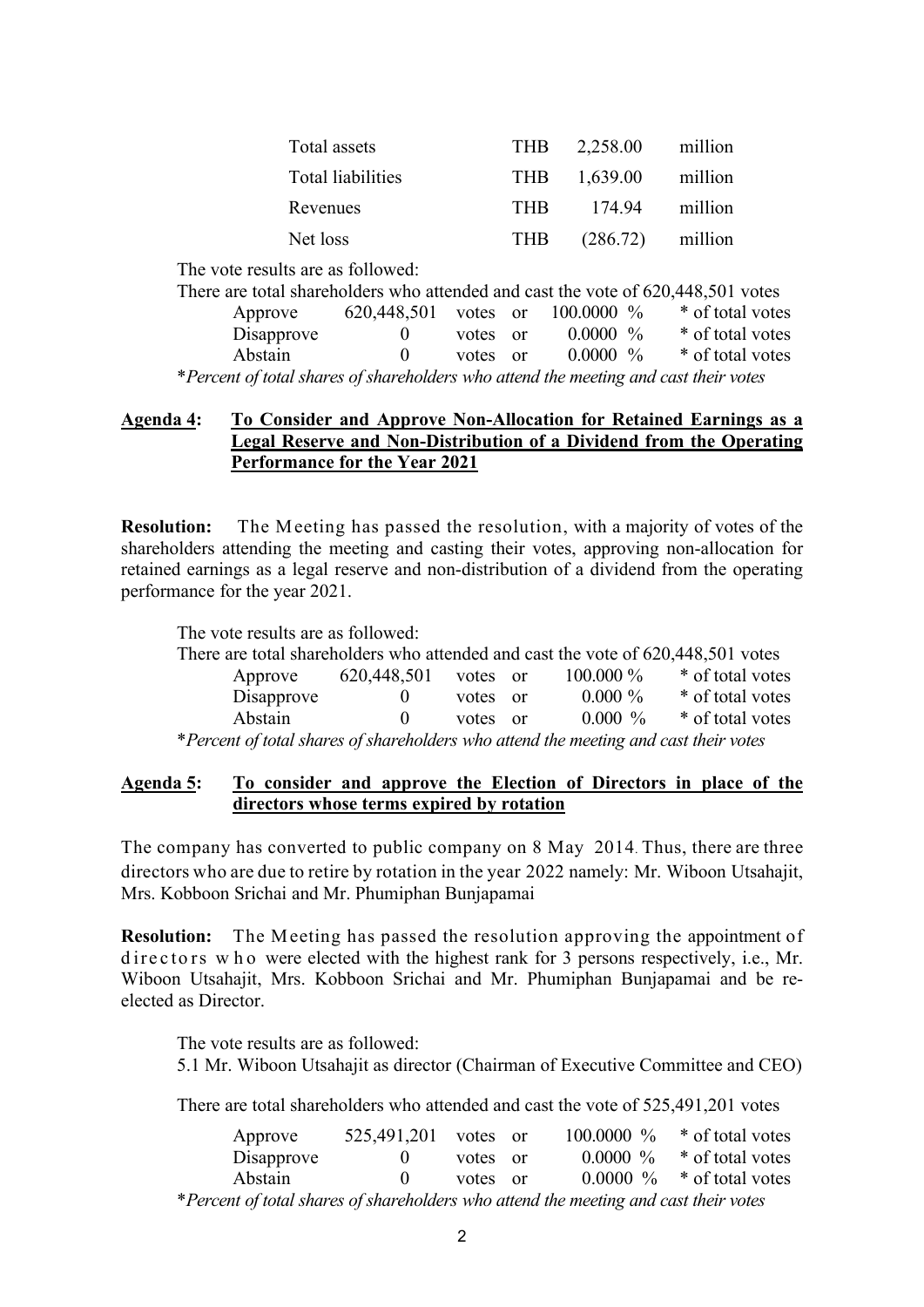| Total assets | THB | 2,258.00 | million |
|---|---|---|---|
| Total liabilities | THB | 1,639.00 | million |
| Revenues | THB | 174.94 | million |
| Net loss | THB | (286.72) | million |

The vote results are as followed:

There are total shareholders who attended and cast the vote of 620,448,501 votes

| | | | | | |
|---|---|---|---|---|---|
| Approve | 620,448,501 | votes | or | 100.0000 % | * of total votes |
| Disapprove | 0 | votes | or | 0.0000 % | * of total votes |
| Abstain | 0 | votes | or | 0.0000 % | * of total votes |

\**Percent of total shares of shareholders who attend the meeting and cast their votes*

**Agenda 4: To Consider and Approve Non-Allocation for Retained Earnings as a Legal Reserve and Non-Distribution of a Dividend from the Operating Performance for the Year 2021**

**Resolution:** The Meeting has passed the resolution, with a majority of votes of the shareholders attending the meeting and casting their votes, approving non-allocation for retained earnings as a legal reserve and non-distribution of a dividend from the operating performance for the year 2021.

The vote results are as followed:

There are total shareholders who attended and cast the vote of 620,448,501 votes

| | | | | | |
|---|---|---|---|---|---|
| Approve | 620,448,501 | votes | or | 100.000 % | * of total votes |
| Disapprove | 0 | votes | or | 0.000 % | * of total votes |
| Abstain | 0 | votes | or | 0.000 % | * of total votes |

\**Percent of total shares of shareholders who attend the meeting and cast their votes*

**Agenda 5: To consider and approve the Election of Directors in place of the directors whose terms expired by rotation**

The company has converted to public company on 8 May 2014. Thus, there are three directors who are due to retire by rotation in the year 2022 namely: Mr. Wiboon Utsahajit, Mrs. Kobboon Srichai and Mr. Phumiphan Bunjapamai

**Resolution:** The Meeting has passed the resolution approving the appointment of directors who were elected with the highest rank for 3 persons respectively, i.e., Mr. Wiboon Utsahajit, Mrs. Kobboon Srichai and Mr. Phumiphan Bunjapamai and be re-elected as Director.

The vote results are as followed:

5.1 Mr. Wiboon Utsahajit as director (Chairman of Executive Committee and CEO)

There are total shareholders who attended and cast the vote of 525,491,201 votes

| | | | | | |
|---|---|---|---|---|---|
| Approve | 525,491,201 | votes | or | 100.0000 % | * of total votes |
| Disapprove | 0 | votes | or | 0.0000 % | * of total votes |
| Abstain | 0 | votes | or | 0.0000 % | * of total votes |

\**Percent of total shares of shareholders who attend the meeting and cast their votes*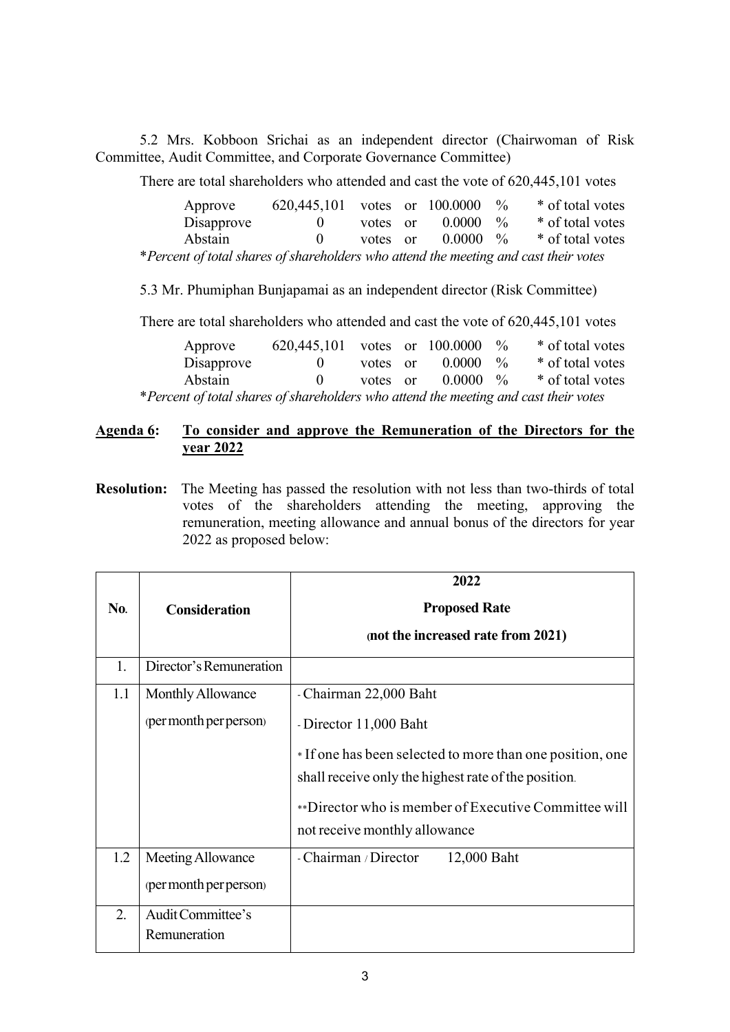5.2 Mrs. Kobboon Srichai as an independent director (Chairwoman of Risk Committee, Audit Committee, and Corporate Governance Committee)

There are total shareholders who attended and cast the vote of 620,445,101 votes

| | | | | |
|---|---|---|---|---|
| Approve | 620,445,101 | votes or | 100.0000 % | * of total votes |
| Disapprove | 0 | votes or | 0.0000 % | * of total votes |
| Abstain | 0 | votes or | 0.0000 % | * of total votes |

**Percent of total shares of shareholders who attend the meeting and cast their votes*

5.3 Mr. Phumiphan Bunjapamai as an independent director (Risk Committee)

There are total shareholders who attended and cast the vote of 620,445,101 votes

| | | | | |
|---|---|---|---|---|
| Approve | 620,445,101 | votes or | 100.0000 % | * of total votes |
| Disapprove | 0 | votes or | 0.0000 % | * of total votes |
| Abstain | 0 | votes or | 0.0000 % | * of total votes |

**Percent of total shares of shareholders who attend the meeting and cast their votes*

**<u>Agenda 6</u>: <u>To consider and approve the Remuneration of the Directors for the year 2022</u>**

**Resolution:** The Meeting has passed the resolution with not less than two-thirds of total votes of the shareholders attending the meeting, approving the remuneration, meeting allowance and annual bonus of the directors for year 2022 as proposed below:

| No. | Consideration | 2022<br>Proposed Rate<br>(not the increased rate from 2021) |
|---|---|---|
| 1. | Director's Remuneration | |
| 1.1 | Monthly Allowance<br>(per month per person) | - Chairman 22,000 Baht<br>- Director 11,000 Baht<br>* If one has been selected to more than one position, one shall receive only the highest rate of the position.<br>**Director who is member of Executive Committee will not receive monthly allowance |
| 1.2 | Meeting Allowance<br>(per month per person) | - Chairman / Director 12,000 Baht |
| 2. | Audit Committee's Remuneration | |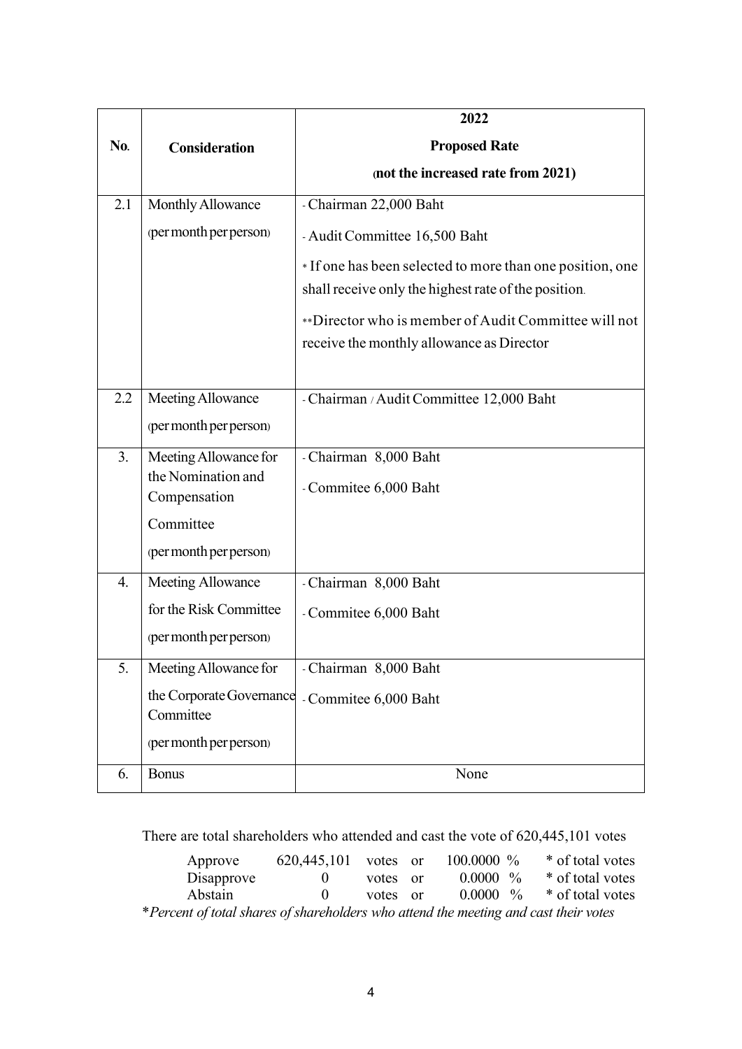| No. | Consideration | 2022<br>Proposed Rate<br>(not the increased rate from 2021) |
|---|---|---|
| 2.1 | Monthly Allowance<br>(per month per person) | - Chairman 22,000 Baht<br>- Audit Committee 16,500 Baht<br>* If one has been selected to more than one position, one shall receive only the highest rate of the position.<br>**Director who is member of Audit Committee will not receive the monthly allowance as Director |
| 2.2 | Meeting Allowance<br>(per month per person) | - Chairman / Audit Committee 12,000 Baht |
| 3. | Meeting Allowance for the Nomination and Compensation Committee<br>(per month per person) | - Chairman 8,000 Baht<br>- Commitee 6,000 Baht |
| 4. | Meeting Allowance for the Risk Committee<br>(per month per person) | - Chairman 8,000 Baht<br>- Commitee 6,000 Baht |
| 5. | Meeting Allowance for the Corporate Governance Committee<br>(per month per person) | - Chairman 8,000 Baht<br>- Commitee 6,000 Baht |
| 6. | Bonus | None |

There are total shareholders who attended and cast the vote of 620,445,101 votes

| | | | | | |
|---|---|---|---|---|---|
| Approve | 620,445,101 | votes | or | 100.0000 % | * of total votes |
| Disapprove | 0 | votes | or | 0.0000 % | * of total votes |
| Abstain | 0 | votes | or | 0.0000 % | * of total votes |

**Percent of total shares of shareholders who attend the meeting and cast their votes*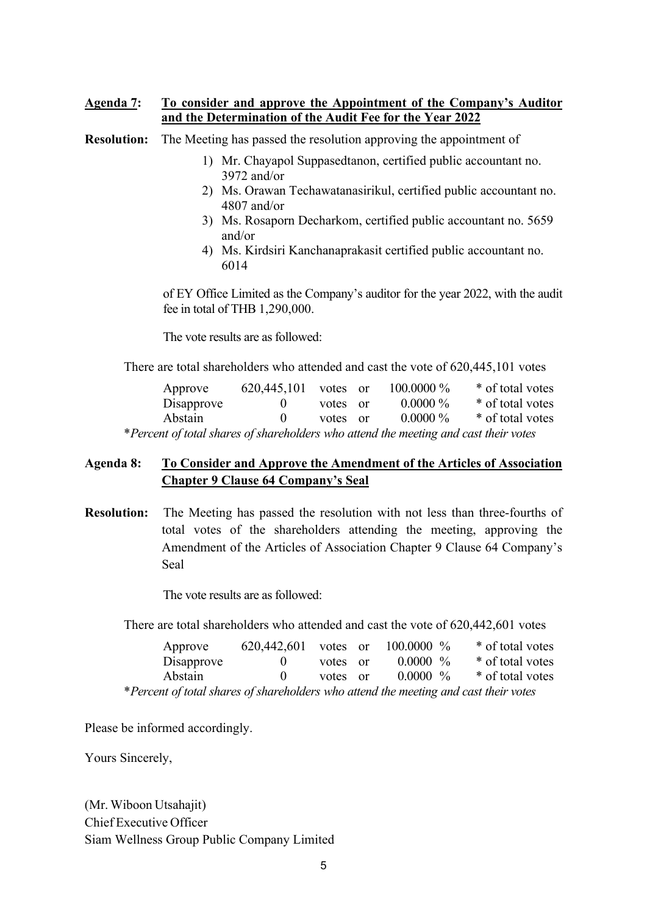**Agenda 7:** **To consider and approve the Appointment of the Company's Auditor and the Determination of the Audit Fee for the Year 2022**

**Resolution:** The Meeting has passed the resolution approving the appointment of

1) Mr. Chayapol Suppasedtanon, certified public accountant no. 3972 and/or
2) Ms. Orawan Techawatanasirikul, certified public accountant no. 4807 and/or
3) Ms. Rosaporn Decharkom, certified public accountant no. 5659 and/or
4) Ms. Kirdsiri Kanchanaprakasit certified public accountant no. 6014

of EY Office Limited as the Company's auditor for the year 2022, with the audit fee in total of THB 1,290,000.

The vote results are as followed:

There are total shareholders who attended and cast the vote of 620,445,101 votes

| | | | | | |
|---|---|---|---|---|---|
| Approve | 620,445,101 | votes | or | 100.0000 % | * of total votes |
| Disapprove | 0 | votes | or | 0.0000 % | * of total votes |
| Abstain | 0 | votes | or | 0.0000 % | * of total votes |

\**Percent of total shares of shareholders who attend the meeting and cast their votes*

**Agenda 8:** **To Consider and Approve the Amendment of the Articles of Association Chapter 9 Clause 64 Company's Seal**

**Resolution:** The Meeting has passed the resolution with not less than three-fourths of total votes of the shareholders attending the meeting, approving the Amendment of the Articles of Association Chapter 9 Clause 64 Company's Seal

The vote results are as followed:

There are total shareholders who attended and cast the vote of 620,442,601 votes

| | | | | | |
|---|---|---|---|---|---|
| Approve | 620,442,601 | votes | or | 100.0000 % | * of total votes |
| Disapprove | 0 | votes | or | 0.0000 % | * of total votes |
| Abstain | 0 | votes | or | 0.0000 % | * of total votes |

\**Percent of total shares of shareholders who attend the meeting and cast their votes*

Please be informed accordingly.

Yours Sincerely,

(Mr. Wiboon Utsahajit)
Chief Executive Officer
Siam Wellness Group Public Company Limited